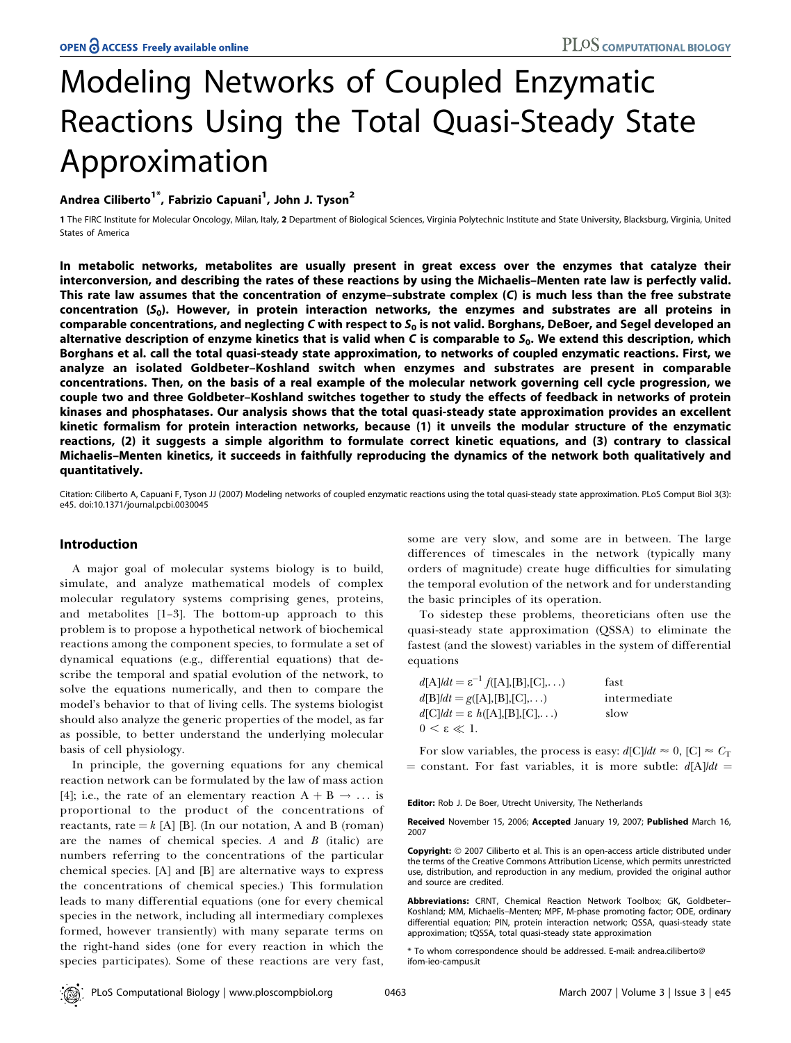# Modeling Networks of Coupled Enzymatic Reactions Using the Total Quasi-Steady State Approximation

**Andrea Ciliberto[1*], Fabrizio Capuani[1], John J. Tyson[2]**

1 The FIRC Institute for Molecular Oncology, Milan, Italy, 2 Department of Biological Sciences, Virginia Polytechnic Institute and State University, Blacksburg, Virginia, United States of America

**In metabolic networks, metabolites are usually present in great excess over the enzymes that catalyze their interconversion, and describing the rates of these reactions by using the Michaelis–Menten rate law is perfectly valid. This rate law assumes that the concentration of enzyme–substrate complex (*C*) is much less than the free substrate concentration ($S_0$). However, in protein interaction networks, the enzymes and substrates are all proteins in comparable concentrations, and neglecting *C* with respect to $S_0$ is not valid. Borghans, DeBoer, and Segel developed an alternative description of enzyme kinetics that is valid when *C* is comparable to $S_0$. We extend this description, which Borghans et al. call the total quasi-steady state approximation, to networks of coupled enzymatic reactions. First, we analyze an isolated Goldbeter–Koshland switch when enzymes and substrates are present in comparable concentrations. Then, on the basis of a real example of the molecular network governing cell cycle progression, we couple two and three Goldbeter–Koshland switches together to study the effects of feedback in networks of protein kinases and phosphatases. Our analysis shows that the total quasi-steady state approximation provides an excellent kinetic formalism for protein interaction networks, because (1) it unveils the modular structure of the enzymatic reactions, (2) it suggests a simple algorithm to formulate correct kinetic equations, and (3) contrary to classical Michaelis–Menten kinetics, it succeeds in faithfully reproducing the dynamics of the network both qualitatively and quantitatively.**

Citation: Ciliberto A, Capuani F, Tyson JJ (2007) Modeling networks of coupled enzymatic reactions using the total quasi-steady state approximation. PLoS Comput Biol 3(3): e45. doi:10.1371/journal.pcbi.0030045

## Introduction

A major goal of molecular systems biology is to build, simulate, and analyze mathematical models of complex molecular regulatory systems comprising genes, proteins, and metabolites [1–3]. The bottom-up approach to this problem is to propose a hypothetical network of biochemical reactions among the component species, to formulate a set of dynamical equations (e.g., differential equations) that describe the temporal and spatial evolution of the network, to solve the equations numerically, and then to compare the model's behavior to that of living cells. The systems biologist should also analyze the generic properties of the model, as far as possible, to better understand the underlying molecular basis of cell physiology.

In principle, the governing equations for any chemical reaction network can be formulated by the law of mass action [4]; i.e., the rate of an elementary reaction A + B → … is proportional to the product of the concentrations of reactants, rate $= k$ [A] [B]. (In our notation, A and B (roman) are the names of chemical species. *A* and *B* (italic) are numbers referring to the concentrations of the particular chemical species. [A] and [B] are alternative ways to express the concentrations of chemical species.) This formulation leads to many differential equations (one for every chemical species in the network, including all intermediary complexes formed, however transiently) with many separate terms on the right-hand sides (one for every reaction in which the species participates). Some of these reactions are very fast, some are very slow, and some are in between. The large differences of timescales in the network (typically many orders of magnitude) create huge difficulties for simulating the temporal evolution of the network and for understanding the basic principles of its operation.

To sidestep these problems, theoreticians often use the quasi-steady state approximation (QSSA) to eliminate the fastest (and the slowest) variables in the system of differential equations

$$d[\mathrm{A}]/dt = \varepsilon^{-1} f([\mathrm{A}],[\mathrm{B}],[\mathrm{C}],\ldots) \quad \text{fast}$$
$$d[\mathrm{B}]/dt = g([\mathrm{A}],[\mathrm{B}],[\mathrm{C}],\ldots) \quad \text{intermediate}$$
$$d[\mathrm{C}]/dt = \varepsilon\, h([\mathrm{A}],[\mathrm{B}],[\mathrm{C}],\ldots) \quad \text{slow}$$
$$0 < \varepsilon \ll 1.$$

For slow variables, the process is easy: $d[\mathrm{C}]/dt \approx 0$, $[\mathrm{C}] \approx C_T$ = constant. For fast variables, it is more subtle: $d[\mathrm{A}]/dt =$

**Editor:** Rob J. De Boer, Utrecht University, The Netherlands

**Received** November 15, 2006; **Accepted** January 19, 2007; **Published** March 16, 2007

**Copyright:** © 2007 Ciliberto et al. This is an open-access article distributed under the terms of the Creative Commons Attribution License, which permits unrestricted use, distribution, and reproduction in any medium, provided the original author and source are credited.

**Abbreviations:** CRNT, Chemical Reaction Network Toolbox; GK, Goldbeter–Koshland; MM, Michaelis–Menten; MPF, M-phase promoting factor; ODE, ordinary differential equation; PIN, protein interaction network; QSSA, quasi-steady state approximation; tQSSA, total quasi-steady state approximation

\* To whom correspondence should be addressed. E-mail: andrea.ciliberto@ifom-ieo-campus.it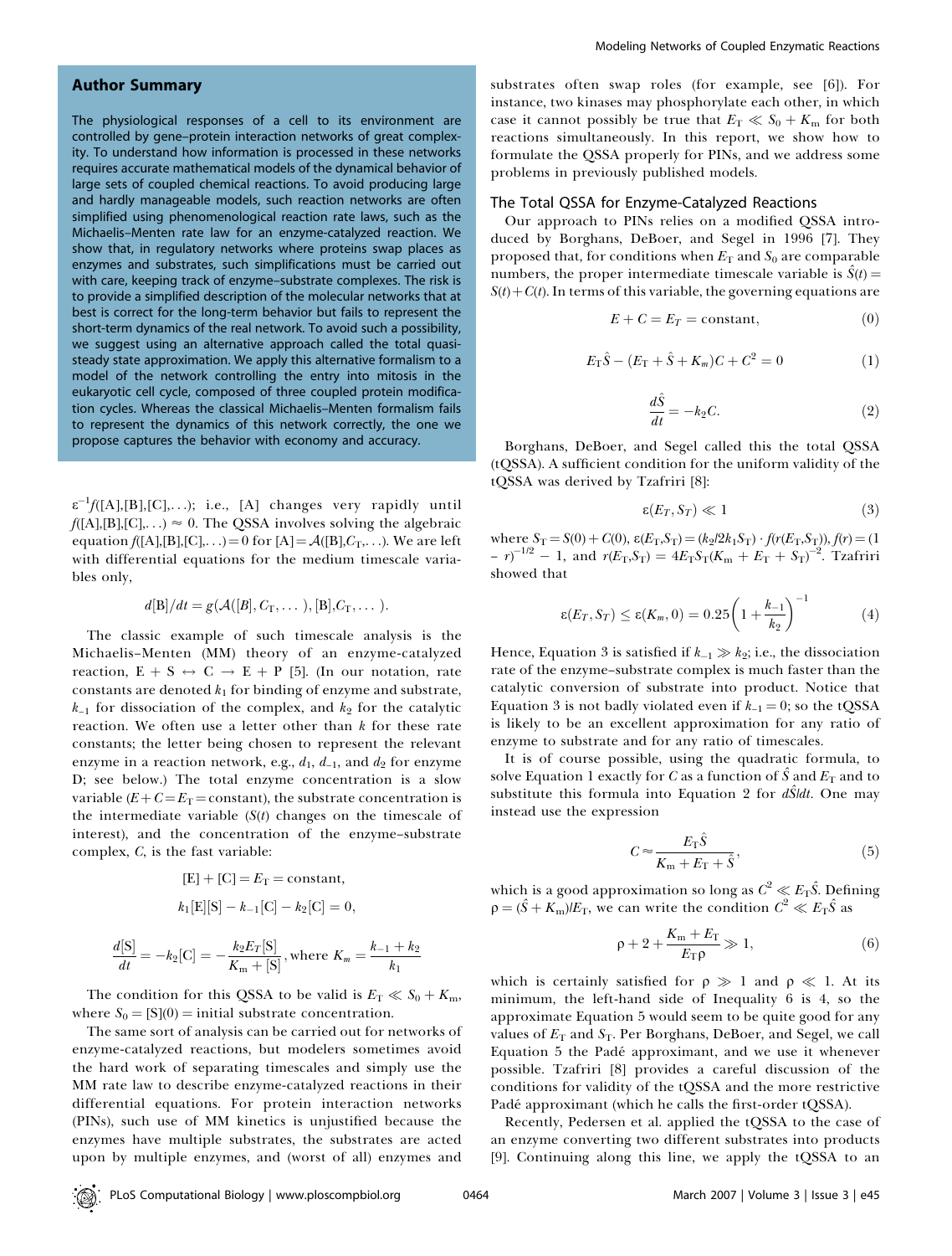## Author Summary

The physiological responses of a cell to its environment are controlled by gene–protein interaction networks of great complexity. To understand how information is processed in these networks requires accurate mathematical models of the dynamical behavior of large sets of coupled chemical reactions. To avoid producing large and hardly manageable models, such reaction networks are often simplified using phenomenological reaction rate laws, such as the Michaelis–Menten rate law for an enzyme-catalyzed reaction. We show that, in regulatory networks where proteins swap places as enzymes and substrates, such simplifications must be carried out with care, keeping track of enzyme–substrate complexes. The risk is to provide a simplified description of the molecular networks that at best is correct for the long-term behavior but fails to represent the short-term dynamics of the real network. To avoid such a possibility, we suggest using an alternative approach called the total quasi-steady state approximation. We apply this alternative formalism to a model of the network controlling the entry into mitosis in the eukaryotic cell cycle, composed of three coupled protein modification cycles. Whereas the classical Michaelis–Menten formalism fails to represent the dynamics of this network correctly, the one we propose captures the behavior with economy and accuracy.

$\varepsilon^{-1}f([A],[B],[C],\ldots)$; i.e., [A] changes very rapidly until $f([A],[B],[C],\ldots) \approx 0$. The QSSA involves solving the algebraic equation $f([A],[B],[C],\ldots) = 0$ for $[A] = \mathcal{A}([B],C_T,\ldots)$. We are left with differential equations for the medium timescale variables only,

$$d[B]/dt = g(\mathcal{A}([B],C_T,\ldots),[B],C_T,\ldots).$$

The classic example of such timescale analysis is the Michaelis–Menten (MM) theory of an enzyme-catalyzed reaction, $E + S \leftrightarrow C \rightarrow E + P$ [5]. (In our notation, rate constants are denoted $k_1$ for binding of enzyme and substrate, $k_{-1}$ for dissociation of the complex, and $k_2$ for the catalytic reaction. We often use a letter other than $k$ for these rate constants; the letter being chosen to represent the relevant enzyme in a reaction network, e.g., $d_1$, $d_{-1}$, and $d_2$ for enzyme D; see below.) The total enzyme concentration is a slow variable ($E+C=E_T=$constant), the substrate concentration is the intermediate variable ($S(t)$ changes on the timescale of interest), and the concentration of the enzyme–substrate complex, $C$, is the fast variable:

$$[E] + [C] = E_T = \text{constant},$$

$$k_1[E][S] - k_{-1}[C] - k_2[C] = 0,$$

$$\frac{d[S]}{dt} = -k_2[C] = -\frac{k_2 E_T[S]}{K_m + [S]}, \text{where } K_m = \frac{k_{-1}+k_2}{k_1}$$

The condition for this QSSA to be valid is $E_T \ll S_0 + K_m$, where $S_0 = [S](0) =$ initial substrate concentration.

The same sort of analysis can be carried out for networks of enzyme-catalyzed reactions, but modelers sometimes avoid the hard work of separating timescales and simply use the MM rate law to describe enzyme-catalyzed reactions in their differential equations. For protein interaction networks (PINs), such use of MM kinetics is unjustified because the enzymes have multiple substrates, the substrates are acted upon by multiple enzymes, and (worst of all) enzymes and substrates often swap roles (for example, see [6]). For instance, two kinases may phosphorylate each other, in which case it cannot possibly be true that $E_T \ll S_0 + K_m$ for both reactions simultaneously. In this report, we show how to formulate the QSSA properly for PINs, and we address some problems in previously published models.

## The Total QSSA for Enzyme-Catalyzed Reactions

Our approach to PINs relies on a modified QSSA introduced by Borghans, DeBoer, and Segel in 1996 [7]. They proposed that, for conditions when $E_T$ and $S_0$ are comparable numbers, the proper intermediate timescale variable is $\hat{S}(t) = S(t) + C(t)$. In terms of this variable, the governing equations are

$$E + C = E_T = \text{constant}, \quad (0)$$

$$E_T\hat{S} - (E_T + \hat{S} + K_m)C + C^2 = 0 \quad (1)$$

$$\frac{d\hat{S}}{dt} = -k_2 C. \quad (2)$$

Borghans, DeBoer, and Segel called this the total QSSA (tQSSA). A sufficient condition for the uniform validity of the tQSSA was derived by Tzafriri [8]:

$$\varepsilon(E_T, S_T) \ll 1 \quad (3)$$

where $S_T = S(0) + C(0)$, $\varepsilon(E_T,S_T) = (k_2/2k_1S_T)\cdot f(r(E_T,S_T))$, $f(r) = (1-r)^{-1/2} - 1$, and $r(E_T,S_T) = 4E_TS_T(K_m + E_T + S_T)^{-2}$. Tzafriri showed that

$$\varepsilon(E_T, S_T) \le \varepsilon(K_m, 0) = 0.25\left(1 + \frac{k_{-1}}{k_2}\right)^{-1} \quad (4)$$

Hence, Equation 3 is satisfied if $k_{-1} \gg k_2$; i.e., the dissociation rate of the enzyme–substrate complex is much faster than the catalytic conversion of substrate into product. Notice that Equation 3 is not badly violated even if $k_{-1} = 0$; so the tQSSA is likely to be an excellent approximation for any ratio of enzyme to substrate and for any ratio of timescales.

It is of course possible, using the quadratic formula, to solve Equation 1 exactly for $C$ as a function of $\hat{S}$ and $E_T$ and to substitute this formula into Equation 2 for $d\hat{S}/dt$. One may instead use the expression

$$C \approx \frac{E_T\hat{S}}{K_m + E_T + \hat{S}}, \quad (5)$$

which is a good approximation so long as $C^2 \ll E_T\hat{S}$. Defining $\rho = (\hat{S} + K_m)/E_T$, we can write the condition $C^2 \ll E_T\hat{S}$ as

$$\rho + 2 + \frac{K_m + E_T}{E_T\rho} \gg 1, \quad (6)$$

which is certainly satisfied for $\rho \gg 1$ and $\rho \ll 1$. At its minimum, the left-hand side of Inequality 6 is 4, so the approximate Equation 5 would seem to be quite good for any values of $E_T$ and $S_T$. Per Borghans, DeBoer, and Segel, we call Equation 5 the Padé approximant, and we use it whenever possible. Tzafriri [8] provides a careful discussion of the conditions for validity of the tQSSA and the more restrictive Padé approximant (which he calls the first-order tQSSA).

Recently, Pedersen et al. applied the tQSSA to the case of an enzyme converting two different substrates into products [9]. Continuing along this line, we apply the tQSSA to an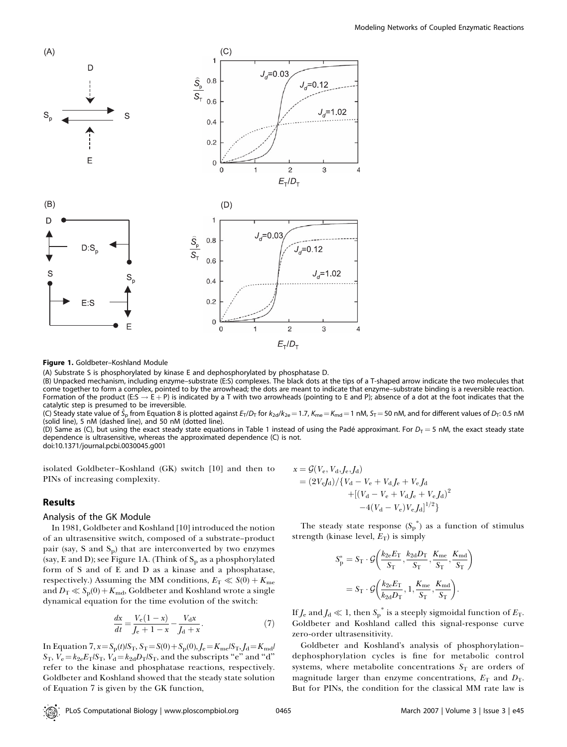**Figure 1.** Goldbeter–Koshland Module

(A) Substrate S is phosphorylated by kinase E and dephosphorylated by phosphatase D.

(B) Unpacked mechanism, including enzyme–substrate (E:S) complexes. The black dots at the tips of a T-shaped arrow indicate the two molecules that come together to form a complex, pointed to by the arrowhead; the dots are meant to indicate that enzyme–substrate binding is a reversible reaction. Formation of the product (E:S → E + P) is indicated by a T with two arrowheads (pointing to E and P); absence of a dot at the foot indicates that the catalytic step is presumed to be irreversible.

(C) Steady state value of $\hat{S}_p$ from Equation 8 is plotted against $E_T/D_T$ for $k_{2d}/k_{2e} = 1.7$, $K_{me} = K_{md} = 1$ nM, $S_T = 50$ nM, and for different values of $D_T$: 0.5 nM (solid line), 5 nM (dashed line), and 50 nM (dotted line).

(D) Same as (C), but using the exact steady state equations in Table 1 instead of using the Padé approximant. For $D_T = 5$ nM, the exact steady state dependence is ultrasensitive, whereas the approximated dependence (C) is not.

doi:10.1371/journal.pcbi.0030045.g001

isolated Goldbeter–Koshland (GK) switch [10] and then to PINs of increasing complexity.

## Results

### Analysis of the GK Module

In 1981, Goldbeter and Koshland [10] introduced the notion of an ultrasensitive switch, composed of a substrate–product pair (say, S and $S_p$) that are interconverted by two enzymes (say, E and D); see Figure 1A. (Think of $S_p$ as a phosphorylated form of S and of E and D as a kinase and a phosphatase, respectively.) Assuming the MM conditions, $E_T \ll S(0) + K_{me}$ and $D_T \ll S_p(0) + K_{md}$, Goldbeter and Koshland wrote a single dynamical equation for the time evolution of the switch:

$$\frac{dx}{dt} = \frac{V_e(1-x)}{J_e + 1 - x} - \frac{V_d x}{J_d + x}. \tag{7}$$

In Equation 7, $x = S_p(t)/S_T$, $S_T = S(0) + S_p(0)$, $J_e = K_{me}/S_T$, $J_d = K_{md}/S_T$, $V_e = k_{2e}E_T/S_T$, $V_d = k_{2d}D_T/S_T$, and the subscripts "e" and "d" refer to the kinase and phosphatase reactions, respectively. Goldbeter and Koshland showed that the steady state solution of Equation 7 is given by the GK function,

$$\begin{aligned} x &= \mathcal{G}(V_e, V_d, J_e, J_d) \\ &= (2V_eJ_d)/\{V_d - V_e + V_dJ_e + V_eJ_d \\ &\quad + [(V_d - V_e + V_dJ_e + V_eJ_d)^2 \\ &\quad - 4(V_d - V_e)V_eJ_d]^{1/2}\} \end{aligned}$$

The steady state response ($S_p^*$) as a function of stimulus strength (kinase level, $E_T$) is simply

$$\begin{aligned} S_p^* &= S_T \cdot \mathcal{G}\left(\frac{k_{2e}E_T}{S_T}, \frac{k_{2d}D_T}{S_T}, \frac{K_{me}}{S_T}, \frac{K_{md}}{S_T}\right) \\ &= S_T \cdot \mathcal{G}\left(\frac{k_{2e}E_T}{k_{2d}D_T}, 1, \frac{K_{me}}{S_T}, \frac{K_{md}}{S_T}\right). \end{aligned}$$

If $J_e$ and $J_d \ll 1$, then $S_p^*$ is a steeply sigmoidal function of $E_T$. Goldbeter and Koshland called this signal-response curve zero-order ultrasensitivity.

Goldbeter and Koshland's analysis of phosphorylation–dephosphorylation cycles is fine for metabolic control systems, where metabolite concentrations $S_T$ are orders of magnitude larger than enzyme concentrations, $E_T$ and $D_T$. But for PINs, the condition for the classical MM rate law is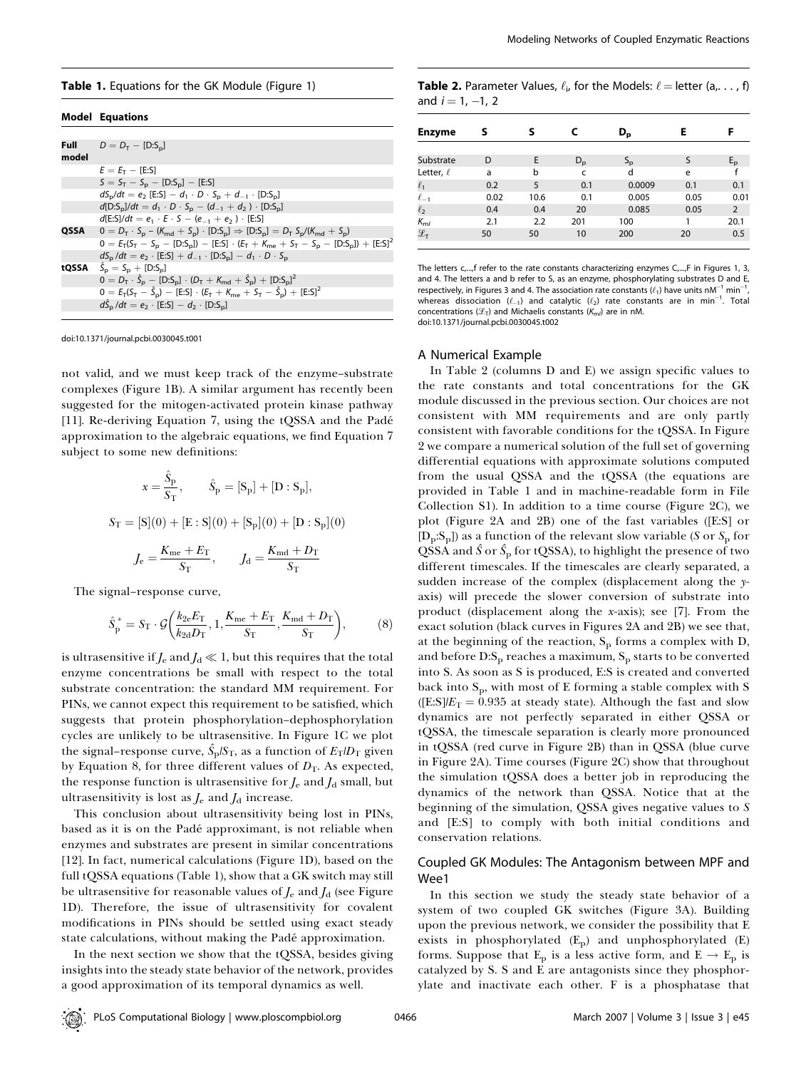**Table 1.** Equations for the GK Module (Figure 1)

| Model | Equations |
|---|---|
| Full model | $D = D_T - [D{:}S_p]$ |
| | $E = E_T - [E{:}S]$ |
| | $S = S_T - S_p - [D{:}S_p] - [E{:}S]$ |
| | $dS_p/dt = e_2\,[E{:}S] - d_1 \cdot D \cdot S_p + d_{-1} \cdot [D{:}S_p]$ |
| | $d[D{:}S_p]/dt = d_1 \cdot D \cdot S_p - (d_{-1} + d_2) \cdot [D{:}S_p]$ |
| | $d[E{:}S]/dt = e_1 \cdot E \cdot S - (e_{-1} + e_2) \cdot [E{:}S]$ |
| QSSA | $0 = D_T \cdot S_p - (K_{md} + S_p) \cdot [D{:}S_p] \Rightarrow [D{:}S_p] = D_T\,S_p/(K_{md} + S_p)$ |
| | $0 = E_T(S_T - S_p - [D{:}S_p]) - [E{:}S] \cdot (E_T + K_{me} + S_T - S_p - [D{:}S_p]) + [E{:}S]^2$ |
| | $dS_p/dt = e_2 \cdot [E{:}S] + d_{-1} \cdot [D{:}S_p] - d_1 \cdot D \cdot S_p$ |
| tQSSA | $\hat{S}_p = S_p + [D{:}S_p]$ |
| | $0 = D_T \cdot \hat{S}_p - [D{:}S_p] \cdot (D_T + K_{md} + \hat{S}_p) + [D{:}S_p]^2$ |
| | $0 = E_T(S_T - \hat{S}_p) - [E{:}S] \cdot (E_T + K_{me} + S_T - \hat{S}_p) + [E{:}S]^2$ |
| | $d\hat{S}_p/dt = e_2 \cdot [E{:}S] - d_2 \cdot [D{:}S_p]$ |

doi:10.1371/journal.pcbi.0030045.t001

not valid, and we must keep track of the enzyme–substrate complexes (Figure 1B). A similar argument has recently been suggested for the mitogen-activated protein kinase pathway [11]. Re-deriving Equation 7, using the tQSSA and the Padé approximation to the algebraic equations, we find Equation 7 subject to some new definitions:

$$x = \frac{\hat{S}_p}{S_T}, \qquad \hat{S}_p = [S_p] + [D:S_p],$$

$$S_T = [S](0) + [E:S](0) + [S_p](0) + [D:S_p](0)$$

$$J_e = \frac{K_{me} + E_T}{S_T}, \qquad J_d = \frac{K_{md} + D_T}{S_T}$$

The signal–response curve,

$$\hat{S}_p^{\,*} = S_T \cdot \mathcal{G}\left(\frac{k_{2e}E_T}{k_{2d}D_T}, 1, \frac{K_{me} + E_T}{S_T}, \frac{K_{md} + D_T}{S_T}\right), \qquad (8)$$

is ultrasensitive if $J_e$ and $J_d \ll 1$, but this requires that the total enzyme concentrations be small with respect to the total substrate concentration: the standard MM requirement. For PINs, we cannot expect this requirement to be satisfied, which suggests that protein phosphorylation–dephosphorylation cycles are unlikely to be ultrasensitive. In Figure 1C we plot the signal–response curve, $\hat{S}_p/S_T$, as a function of $E_T/D_T$ given by Equation 8, for three different values of $D_T$. As expected, the response function is ultrasensitive for $J_e$ and $J_d$ small, but ultrasensitivity is lost as $J_e$ and $J_d$ increase.

This conclusion about ultrasensitivity being lost in PINs, based as it is on the Padé approximant, is not reliable when enzymes and substrates are present in similar concentrations [12]. In fact, numerical calculations (Figure 1D), based on the full tQSSA equations (Table 1), show that a GK switch may still be ultrasensitive for reasonable values of $J_e$ and $J_d$ (see Figure 1D). Therefore, the issue of ultrasensitivity for covalent modifications in PINs should be settled using exact steady state calculations, without making the Padé approximation.

In the next section we show that the tQSSA, besides giving insights into the steady state behavior of the network, provides a good approximation of its temporal dynamics as well.

**Table 2.** Parameter Values, $\ell_i$, for the Models: $\ell$ = letter (a,. . . , f) and $i = 1, -1, 2$

| Enzyme | S | S | C | $D_p$ | E | F |
|---|---|---|---|---|---|---|
| Substrate | D | E | $D_p$ | $S_p$ | S | $E_p$ |
| Letter, $\ell$ | a | b | c | d | e | f |
| $\ell_1$ | 0.2 | 5 | 0.1 | 0.0009 | 0.1 | 0.1 |
| $\ell_{-1}$ | 0.02 | 10.6 | 0.1 | 0.005 | 0.05 | 0.01 |
| $\ell_2$ | 0.4 | 0.4 | 20 | 0.085 | 0.05 | 2 |
| $K_{ml}$ | 2.1 | 2.2 | 201 | 100 | 1 | 20.1 |
| $\mathcal{L}_T$ | 50 | 50 | 10 | 200 | 20 | 0.5 |

The letters c,...,f refer to the rate constants characterizing enzymes C,...,F in Figures 1, 3, and 4. The letters a and b refer to S, as an enzyme, phosphorylating substrates D and E, respectively, in Figures 3 and 4. The association rate constants ($\ell_1$) have units $nM^{-1}\,min^{-1}$, whereas dissociation ($\ell_{-1}$) and catalytic ($\ell_2$) rate constants are in $min^{-1}$. Total concentrations ($\mathcal{L}_T$) and Michaelis constants ($K_{ml}$) are in nM.

doi:10.1371/journal.pcbi.0030045.t002

## A Numerical Example

In Table 2 (columns D and E) we assign specific values to the rate constants and total concentrations for the GK module discussed in the previous section. Our choices are not consistent with MM requirements and are only partly consistent with favorable conditions for the tQSSA. In Figure 2 we compare a numerical solution of the full set of governing differential equations with approximate solutions computed from the usual QSSA and the tQSSA (the equations are provided in Table 1 and in machine-readable form in File Collection S1). In addition to a time course (Figure 2C), we plot (Figure 2A and 2B) one of the fast variables ([E:S] or $[D_p{:}S_p]$) as a function of the relevant slow variable ($S$ or $S_p$ for QSSA and $\hat{S}$ or $\hat{S}_p$ for tQSSA), to highlight the presence of two different timescales. If the timescales are clearly separated, a sudden increase of the complex (displacement along the y-axis) will precede the slower conversion of substrate into product (displacement along the x-axis); see [7]. From the exact solution (black curves in Figures 2A and 2B) we see that, at the beginning of the reaction, $S_p$ forms a complex with D, and before $D{:}S_p$ reaches a maximum, $S_p$ starts to be converted into S. As soon as S is produced, E:S is created and converted back into $S_p$, with most of E forming a stable complex with S ($[E{:}S]/E_T = 0.935$ at steady state). Although the fast and slow dynamics are not perfectly separated in either QSSA or tQSSA, the timescale separation is clearly more pronounced in tQSSA (red curve in Figure 2B) than in QSSA (blue curve in Figure 2A). Time courses (Figure 2C) show that throughout the simulation tQSSA does a better job in reproducing the dynamics of the network than QSSA. Notice that at the beginning of the simulation, QSSA gives negative values to $S$ and [E:S] to comply with both initial conditions and conservation relations.

## Coupled GK Modules: The Antagonism between MPF and Wee1

In this section we study the steady state behavior of a system of two coupled GK switches (Figure 3A). Building upon the previous network, we consider the possibility that E exists in phosphorylated ($E_p$) and unphosphorylated (E) forms. Suppose that $E_p$ is a less active form, and $E \rightarrow E_p$ is catalyzed by S. S and E are antagonists since they phosphorylate and inactivate each other. F is a phosphatase that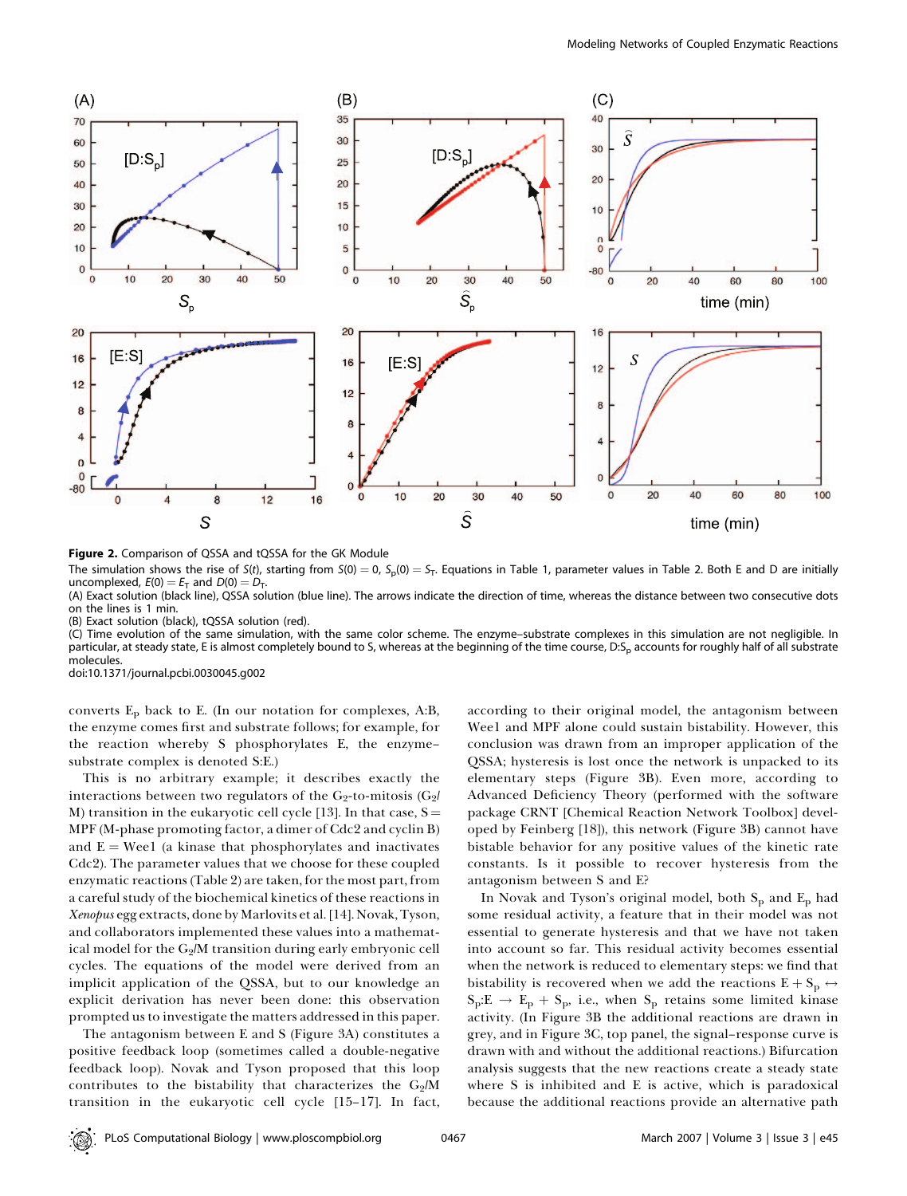**Figure 2.** Comparison of QSSA and tQSSA for the GK Module

The simulation shows the rise of $S(t)$, starting from $S(0) = 0$, $S_p(0) = S_T$. Equations in Table 1, parameter values in Table 2. Both E and D are initially uncomplexed, $E(0) = E_T$ and $D(0) = D_T$.

(A) Exact solution (black line), QSSA solution (blue line). The arrows indicate the direction of time, whereas the distance between two consecutive dots on the lines is 1 min.

(B) Exact solution (black), tQSSA solution (red).

(C) Time evolution of the same simulation, with the same color scheme. The enzyme–substrate complexes in this simulation are not negligible. In particular, at steady state, E is almost completely bound to S, whereas at the beginning of the time course, $D:S_p$ accounts for roughly half of all substrate molecules.

doi:10.1371/journal.pcbi.0030045.g002

converts $E_p$ back to E. (In our notation for complexes, A:B, the enzyme comes first and substrate follows; for example, for the reaction whereby S phosphorylates E, the enzyme–substrate complex is denoted S:E.)

This is no arbitrary example; it describes exactly the interactions between two regulators of the G₂-to-mitosis ($G_2$/M) transition in the eukaryotic cell cycle [13]. In that case, S = MPF (M-phase promoting factor, a dimer of Cdc2 and cyclin B) and E = Wee1 (a kinase that phosphorylates and inactivates Cdc2). The parameter values that we choose for these coupled enzymatic reactions (Table 2) are taken, for the most part, from a careful study of the biochemical kinetics of these reactions in *Xenopus* egg extracts, done by Marlovits et al. [14]. Novak, Tyson, and collaborators implemented these values into a mathematical model for the $G_2$/M transition during early embryonic cell cycles. The equations of the model were derived from an implicit application of the QSSA, but to our knowledge an explicit derivation has never been done: this observation prompted us to investigate the matters addressed in this paper.

The antagonism between E and S (Figure 3A) constitutes a positive feedback loop (sometimes called a double-negative feedback loop). Novak and Tyson proposed that this loop contributes to the bistability that characterizes the $G_2$/M transition in the eukaryotic cell cycle [15–17]. In fact, according to their original model, the antagonism between Wee1 and MPF alone could sustain bistability. However, this conclusion was drawn from an improper application of the QSSA; hysteresis is lost once the network is unpacked to its elementary steps (Figure 3B). Even more, according to Advanced Deficiency Theory (performed with the software package CRNT [Chemical Reaction Network Toolbox] developed by Feinberg [18]), this network (Figure 3B) cannot have bistable behavior for any positive values of the kinetic rate constants. Is it possible to recover hysteresis from the antagonism between S and E?

In Novak and Tyson's original model, both $S_p$ and $E_p$ had some residual activity, a feature that in their model was not essential to generate hysteresis and that we have not taken into account so far. This residual activity becomes essential when the network is reduced to elementary steps: we find that bistability is recovered when we add the reactions $E + S_p \leftrightarrow S_p{:}E \rightarrow E_p + S_p$, i.e., when $S_p$ retains some limited kinase activity. (In Figure 3B the additional reactions are drawn in grey, and in Figure 3C, top panel, the signal–response curve is drawn with and without the additional reactions.) Bifurcation analysis suggests that the new reactions create a steady state where S is inhibited and E is active, which is paradoxical because the additional reactions provide an alternative path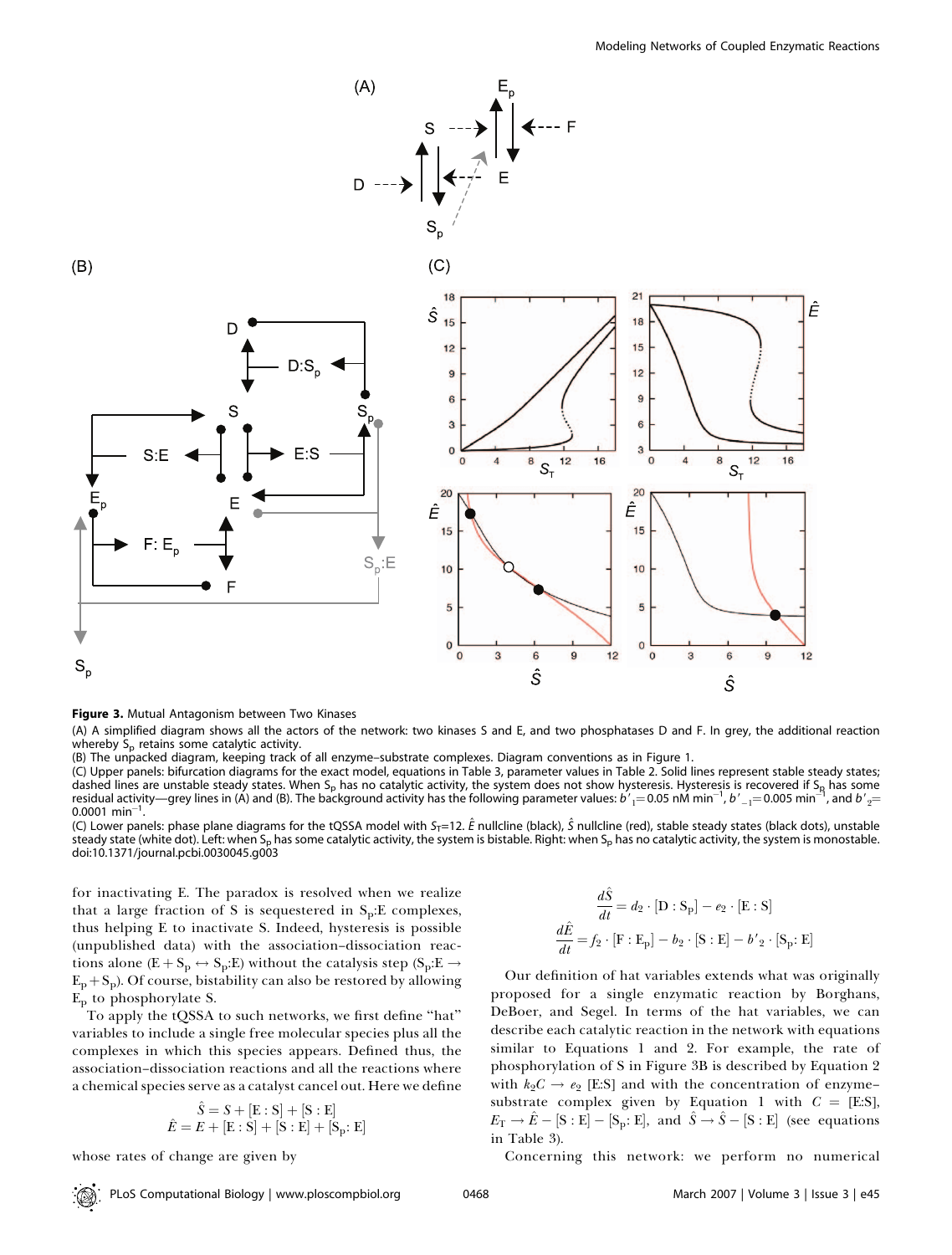**Figure 3.** Mutual Antagonism between Two Kinases

(A) A simplified diagram shows all the actors of the network: two kinases S and E, and two phosphatases D and F. In grey, the additional reaction whereby $S_p$ retains some catalytic activity.

(B) The unpacked diagram, keeping track of all enzyme–substrate complexes. Diagram conventions as in Figure 1.

(C) Upper panels: bifurcation diagrams for the exact model, equations in Table 3, parameter values in Table 2. Solid lines represent stable steady states; dashed lines are unstable steady states. When $S_p$ has no catalytic activity, the system does not show hysteresis. Hysteresis is recovered if $S_p$ has some residual activity—grey lines in (A) and (B). The background activity has the following parameter values: $b'_1 = 0.05$ nM min$^{-1}$, $b'_{-1} = 0.005$ min$^{-1}$, and $b'_2 = 0.0001$ min$^{-1}$.

(C) Lower panels: phase plane diagrams for the tQSSA model with $S_T = 12$. $\hat{E}$ nullcline (black), $\hat{S}$ nullcline (red), stable steady states (black dots), unstable steady state (white dot). Left: when $S_p$ has some catalytic activity, the system is bistable. Right: when $S_p$ has no catalytic activity, the system is monostable.

doi:10.1371/journal.pcbi.0030045.g003

for inactivating E. The paradox is resolved when we realize that a large fraction of S is sequestered in $S_p$:E complexes, thus helping E to inactivate S. Indeed, hysteresis is possible (unpublished data) with the association–dissociation reactions alone ($E + S_p \leftrightarrow S_p{:}E$) without the catalysis step ($S_p{:}E \rightarrow E_p + S_p$). Of course, bistability can also be restored by allowing $E_p$ to phosphorylate S.

To apply the tQSSA to such networks, we first define "hat" variables to include a single free molecular species plus all the complexes in which this species appears. Defined thus, the association–dissociation reactions and all the reactions where a chemical species serve as a catalyst cancel out. Here we define

$$\hat{S} = S + [E:S] + [S:E]$$
$$\hat{E} = E + [E:S] + [S:E] + [S_p{:}\,E]$$

whose rates of change are given by

$$\frac{d\hat{S}}{dt} = d_2 \cdot [D:S_p] - e_2 \cdot [E:S]$$
$$\frac{d\hat{E}}{dt} = f_2 \cdot [F:E_p] - b_2 \cdot [S:E] - b'_2 \cdot [S_p{:}\,E]$$

Our definition of hat variables extends what was originally proposed for a single enzymatic reaction by Borghans, DeBoer, and Segel. In terms of the hat variables, we can describe each catalytic reaction in the network with equations similar to Equations 1 and 2. For example, the rate of phosphorylation of S in Figure 3B is described by Equation 2 with $k_2 C \rightarrow e_2$ [E:S] and with the concentration of enzyme–substrate complex given by Equation 1 with $C$ = [E:S], $E_T \rightarrow \hat{E} - [S:E] - [S_p{:}\,E]$, and $\hat{S} \rightarrow \hat{S} - [S:E]$ (see equations in Table 3).

Concerning this network: we perform no numerical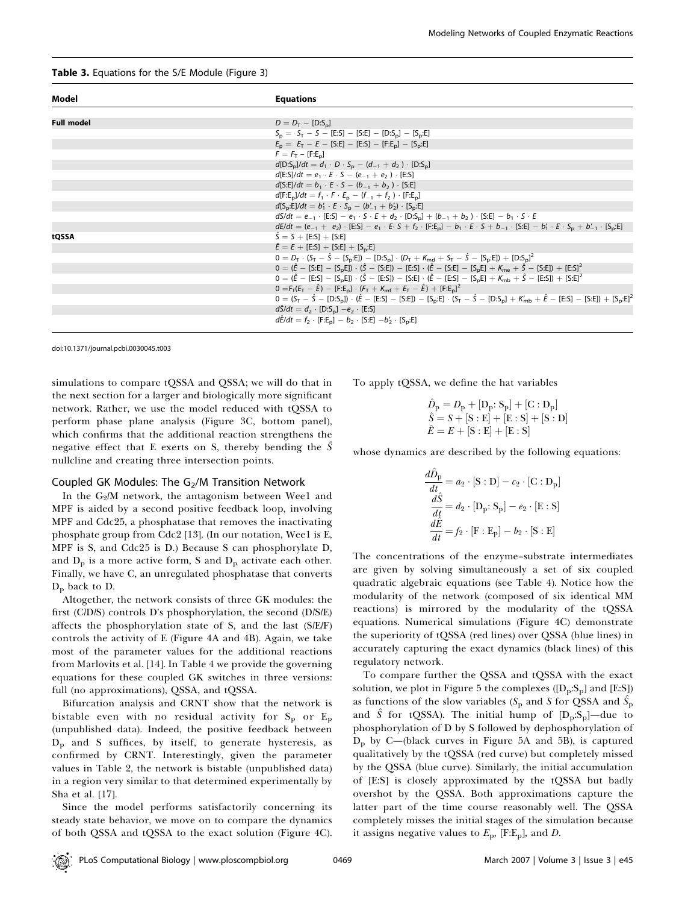**Table 3.** Equations for the S/E Module (Figure 3)

| Model | Equations |
|---|---|
| **Full model** | $D = D_T - [D{:}S_p]$ |
| | $S_p = S_T - S - [E{:}S] - [S{:}E] - [D{:}S_p] - [S_p{:}E]$ |
| | $E_p = E_T - E - [S{:}E] - [E{:}S] - [F{:}E_p] - [S_p{:}E]$ |
| | $F = F_T - [F{:}E_p]$ |
| | $d[D{:}S_p]/dt = d_1 \cdot D \cdot S_p - (d_{-1} + d_2) \cdot [D{:}S_p]$ |
| | $d[E{:}S]/dt = e_1 \cdot E \cdot S - (e_{-1} + e_2) \cdot [E{:}S]$ |
| | $d[S{:}E]/dt = b_1 \cdot E \cdot S - (b_{-1} + b_2) \cdot [S{:}E]$ |
| | $d[F{:}E_p]/dt = f_1 \cdot F \cdot E_p - (f_{-1} + f_2) \cdot [F{:}E_p]$ |
| | $d[S_p{:}E]/dt = b'_1 \cdot E \cdot S_p - (b'_{-1} + b'_2) \cdot [S_p{:}E]$ |
| | $dS/dt = e_{-1} \cdot [E{:}S] - e_1 \cdot S \cdot E + d_2 \cdot [D{:}S_p] + (b_{-1} + b_2) \cdot [S{:}E] - b_1 \cdot S \cdot E$ |
| | $dE/dt = (e_{-1} + e_2) \cdot [E{:}S] - e_1 \cdot E \cdot S + f_2 \cdot [F{:}E_p] - b_1 \cdot E \cdot S + b_{-1} \cdot [S{:}E] - b'_1 \cdot E \cdot S_p + b'_{-1} \cdot [S_p{:}E]$ |
| **tQSSA** | $\hat{S} = S + [E{:}S] + [S{:}E]$ |
| | $\hat{E} = E + [E{:}S] + [S{:}E] + [S_p{:}E]$ |
| | $0 = D_T \cdot (S_T - \hat{S} - [S_p{:}E]) - [D{:}S_p] \cdot (D_T + K_{md} + S_T - \hat{S} - [S_p{:}E]) + [D{:}S_p]^2$ |
| | $0 = (\hat{E} - [S{:}E] - [S_pE]) \cdot (\hat{S} - [S{:}E]) - [E{:}S] \cdot (\hat{E} - [S{:}E] - [S_pE] + K_{me} + \hat{S} - [S{:}E]) + [E{:}S]^2$ |
| | $0 = (\hat{E} - [E{:}S] - [S_pE]) \cdot (\hat{S} - [E{:}S]) - [S{:}E] \cdot (\hat{E} - [E{:}S] - [S_pE] + K_{mb} + \hat{S} - [E{:}S]) + [S{:}E]^2$ |
| | $0 = F_T(E_T - \hat{E}) - [F{:}E_p] \cdot (F_T + K_{mf} + E_T - \hat{E}) + [F{:}E_p]^2$ |
| | $0 = (S_T - \hat{S} - [D{:}S_p]) \cdot (\hat{E} - [E{:}S] - [S{:}E]) - [S_p{:}E] \cdot (S_T - \hat{S} - [D{:}S_p] + K'_{mb} + \hat{E} - [E{:}S] - [S{:}E]) + [S_p{:}E]^2$ |
| | $d\hat{S}/dt = d_2 \cdot [D{:}S_p] - e_2 \cdot [E{:}S]$ |
| | $d\hat{E}/dt = f_2 \cdot [F{:}E_p] - b_2 \cdot [S{:}E] - b'_2 \cdot [S_p{:}E]$ |

doi:10.1371/journal.pcbi.0030045.t003

simulations to compare tQSSA and QSSA; we will do that in the next section for a larger and biologically more significant network. Rather, we use the model reduced with tQSSA to perform phase plane analysis (Figure 3C, bottom panel), which confirms that the additional reaction strengthens the negative effect that E exerts on S, thereby bending the $\hat{S}$ nullcline and creating three intersection points.

## Coupled GK Modules: The $G_2$/M Transition Network

In the $G_2$/M network, the antagonism between Wee1 and MPF is aided by a second positive feedback loop, involving MPF and Cdc25, a phosphatase that removes the inactivating phosphate group from Cdc2 [13]. (In our notation, Wee1 is E, MPF is S, and Cdc25 is D.) Because S can phosphorylate D, and $D_p$ is a more active form, S and $D_p$ activate each other. Finally, we have C, an unregulated phosphatase that converts $D_p$ back to D.

Altogether, the network consists of three GK modules: the first (C/D/S) controls D's phosphorylation, the second (D/S/E) affects the phosphorylation state of S, and the last (S/E/F) controls the activity of E (Figure 4A and 4B). Again, we take most of the parameter values for the additional reactions from Marlovits et al. [14]. In Table 4 we provide the governing equations for these coupled GK switches in three versions: full (no approximations), QSSA, and tQSSA.

Bifurcation analysis and CRNT show that the network is bistable even with no residual activity for $S_p$ or $E_p$ (unpublished data). Indeed, the positive feedback between $D_p$ and S suffices, by itself, to generate hysteresis, as confirmed by CRNT. Interestingly, given the parameter values in Table 2, the network is bistable (unpublished data) in a region very similar to that determined experimentally by Sha et al. [17].

Since the model performs satisfactorily concerning its steady state behavior, we move on to compare the dynamics of both QSSA and tQSSA to the exact solution (Figure 4C). To apply tQSSA, we define the hat variables

$$\hat{D}_p = D_p + [D_p{:}S_p] + [C{:}D_p]$$
$$\hat{S} = S + [S{:}E] + [E{:}S] + [S{:}D]$$
$$\hat{E} = E + [S{:}E] + [E{:}S]$$

whose dynamics are described by the following equations:

$$\frac{d\hat{D}_p}{dt} = a_2 \cdot [S{:}D] - c_2 \cdot [C{:}D_p]$$
$$\frac{d\hat{S}}{dt} = d_2 \cdot [D_p{:}S_p] - e_2 \cdot [E{:}S]$$
$$\frac{d\hat{E}}{dt} = f_2 \cdot [F{:}E_p] - b_2 \cdot [S{:}E]$$

The concentrations of the enzyme–substrate intermediates are given by solving simultaneously a set of six coupled quadratic algebraic equations (see Table 4). Notice how the modularity of the network (composed of six identical MM reactions) is mirrored by the modularity of the tQSSA equations. Numerical simulations (Figure 4C) demonstrate the superiority of tQSSA (red lines) over QSSA (blue lines) in accurately capturing the exact dynamics (black lines) of this regulatory network.

To compare further the QSSA and tQSSA with the exact solution, we plot in Figure 5 the complexes ($[D_p{:}S_p]$ and [E:S]) as functions of the slow variables ($S_p$ and $S$ for QSSA and $\hat{S}_p$ and $\hat{S}$ for tQSSA). The initial hump of $[D_p{:}S_p]$—due to phosphorylation of D by S followed by dephosphorylation of $D_p$ by C—(black curves in Figure 5A and 5B), is captured qualitatively by the tQSSA (red curve) but completely missed by the QSSA (blue curve). Similarly, the initial accumulation of [E:S] is closely approximated by the tQSSA but badly overshot by the QSSA. Both approximations capture the latter part of the time course reasonably well. The QSSA completely misses the initial stages of the simulation because it assigns negative values to $E_p$, $[F{:}E_p]$, and $D$.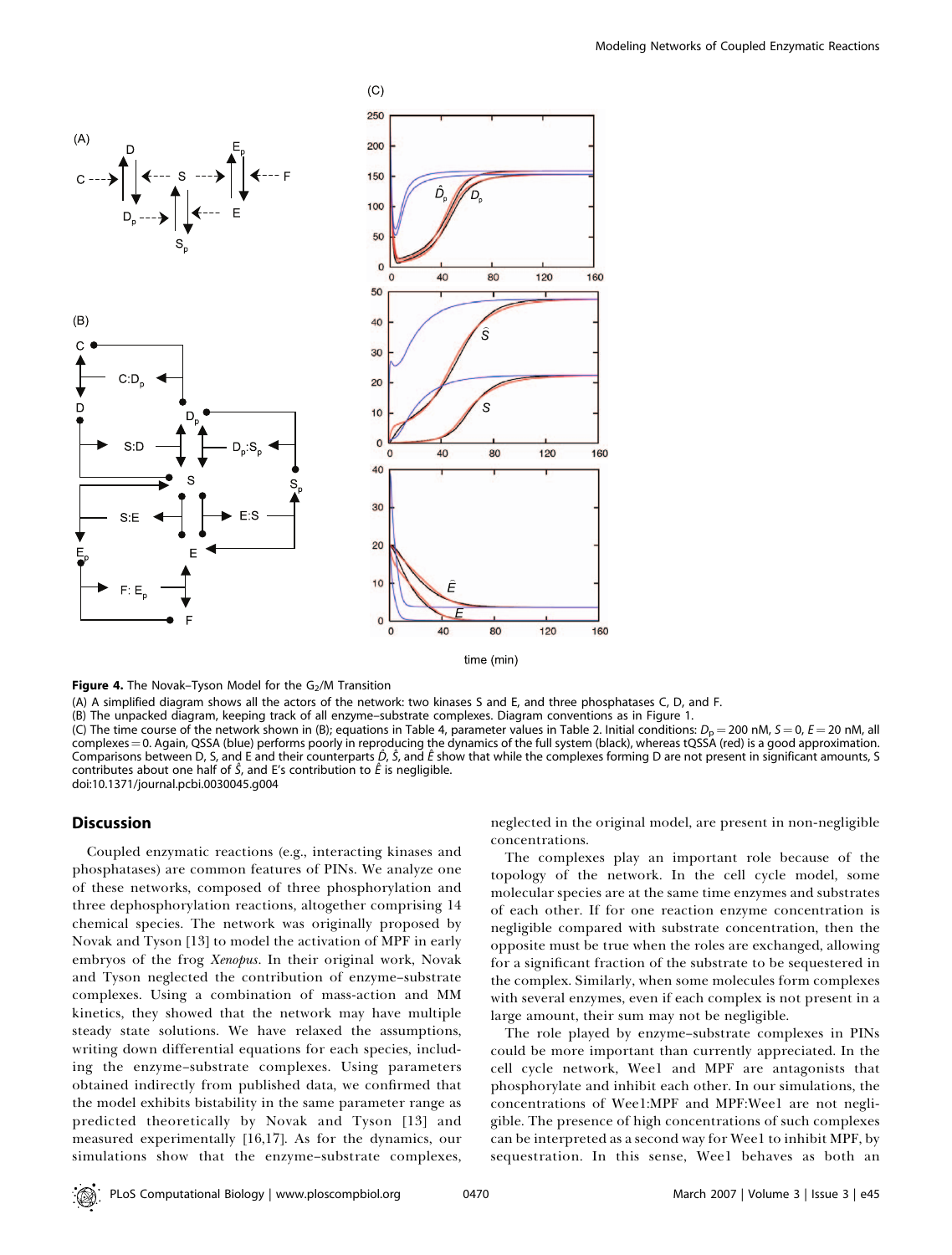**Figure 4.** The Novak–Tyson Model for the $G_2$/M Transition

(A) A simplified diagram shows all the actors of the network: two kinases S and E, and three phosphatases C, D, and F.

(B) The unpacked diagram, keeping track of all enzyme–substrate complexes. Diagram conventions as in Figure 1.

(C) The time course of the network shown in (B); equations in Table 4, parameter values in Table 2. Initial conditions: $D_p = 200$ nM, $S = 0$, $E = 20$ nM, all complexes = 0. Again, QSSA (blue) performs poorly in reproducing the dynamics of the full system (black), whereas tQSSA (red) is a good approximation. Comparisons between D, S, and E and their counterparts $\hat{D}$, $\hat{S}$, and $\hat{E}$ show that while the complexes forming D are not present in significant amounts, S contributes about one half of $\hat{S}$, and E's contribution to $\hat{E}$ is negligible.

doi:10.1371/journal.pcbi.0030045.g004

## Discussion

Coupled enzymatic reactions (e.g., interacting kinases and phosphatases) are common features of PINs. We analyze one of these networks, composed of three phosphorylation and three dephosphorylation reactions, altogether comprising 14 chemical species. The network was originally proposed by Novak and Tyson [13] to model the activation of MPF in early embryos of the frog *Xenopus*. In their original work, Novak and Tyson neglected the contribution of enzyme–substrate complexes. Using a combination of mass-action and MM kinetics, they showed that the network may have multiple steady state solutions. We have relaxed the assumptions, writing down differential equations for each species, including the enzyme–substrate complexes. Using parameters obtained indirectly from published data, we confirmed that the model exhibits bistability in the same parameter range as predicted theoretically by Novak and Tyson [13] and measured experimentally [16,17]. As for the dynamics, our simulations show that the enzyme–substrate complexes, neglected in the original model, are present in non-negligible concentrations.

The complexes play an important role because of the topology of the network. In the cell cycle model, some molecular species are at the same time enzymes and substrates of each other. If for one reaction enzyme concentration is negligible compared with substrate concentration, then the opposite must be true when the roles are exchanged, allowing for a significant fraction of the substrate to be sequestered in the complex. Similarly, when some molecules form complexes with several enzymes, even if each complex is not present in a large amount, their sum may not be negligible.

The role played by enzyme–substrate complexes in PINs could be more important than currently appreciated. In the cell cycle network, Wee1 and MPF are antagonists that phosphorylate and inhibit each other. In our simulations, the concentrations of Wee1:MPF and MPF:Wee1 are not negligible. The presence of high concentrations of such complexes can be interpreted as a second way for Wee1 to inhibit MPF, by sequestration. In this sense, Wee1 behaves as both an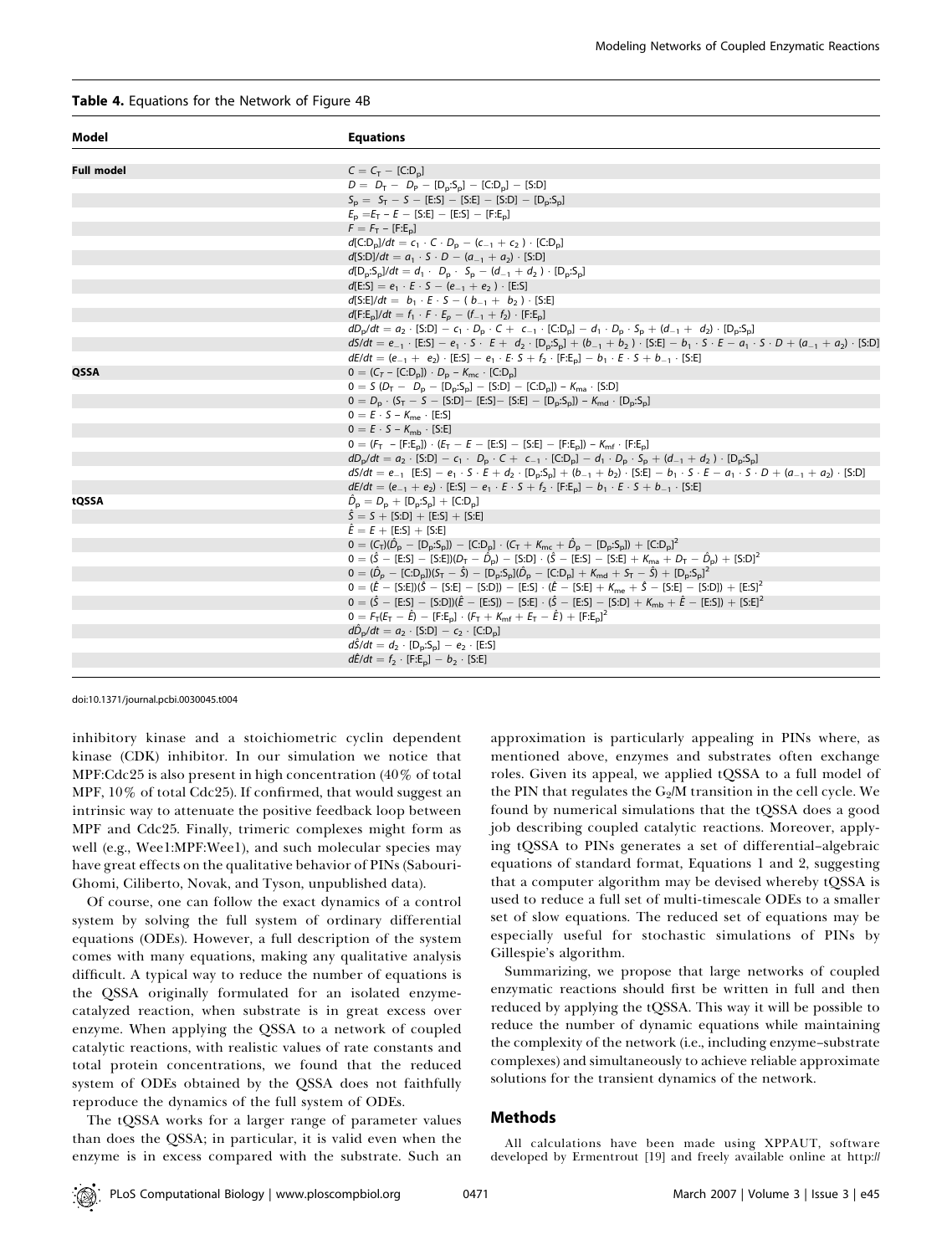**Table 4.** Equations for the Network of Figure 4B

| Model | Equations |
|---|---|
| **Full model** | $C = C_T - [C{:}D_p]$ |
| | $D = D_T - D_P - [D_p{:}S_p] - [C{:}D_p] - [S{:}D]$ |
| | $S_p = S_T - S - [E{:}S] - [S{:}E] - [S{:}D] - [D_p{:}S_p]$ |
| | $E_p = E_T - E - [S{:}E] - [E{:}S] - [F{:}E_p]$ |
| | $F = F_T - [F{:}E_p]$ |
| | $d[C{:}D_p]/dt = c_1 \cdot C \cdot D_p - (c_{-1} + c_2) \cdot [C{:}D_p]$ |
| | $d[S{:}D]/dt = a_1 \cdot S \cdot D - (a_{-1} + a_2) \cdot [S{:}D]$ |
| | $d[D_p{:}S_p]/dt = d_1 \cdot D_p \cdot S_p - (d_{-1} + d_2) \cdot [D_p{:}S_p]$ |
| | $d[E{:}S] = e_1 \cdot E \cdot S - (e_{-1} + e_2) \cdot [E{:}S]$ |
| | $d[S{:}E]/dt = b_1 \cdot E \cdot S - (b_{-1} + b_2) \cdot [S{:}E]$ |
| | $d[F{:}E_p]/dt = f_1 \cdot F \cdot E_p - (f_{-1} + f_2) \cdot [F{:}E_p]$ |
| | $dD_p/dt = a_2 \cdot [S{:}D] - c_1 \cdot D_p \cdot C + c_{-1} \cdot [C{:}D_p] - d_1 \cdot D_p \cdot S_p + (d_{-1} + d_2) \cdot [D_p{:}S_p]$ |
| | $dS/dt = e_{-1} \cdot [E{:}S] - e_1 \cdot S \cdot E + d_2 \cdot [D_p{:}S_p] + (b_{-1} + b_2) \cdot [S{:}E] - b_1 \cdot S \cdot E - a_1 \cdot S \cdot D + (a_{-1} + a_2) \cdot [S{:}D]$ |
| | $dE/dt = (e_{-1} + e_2) \cdot [E{:}S] - e_1 \cdot E \cdot S + f_2 \cdot [F{:}E_p] - b_1 \cdot E \cdot S + b_{-1} \cdot [S{:}E]$ |
| **QSSA** | $0 = (C_T - [C{:}D_p]) \cdot D_p - K_{mc} \cdot [C{:}D_p]$ |
| | $0 = S\,(D_T - D_p - [D_p{:}S_p] - [S{:}D] - [C{:}D_p]) - K_{ma} \cdot [S{:}D]$ |
| | $0 = D_p \cdot (S_T - S - [S{:}D] - [E{:}S] - [S{:}E] - [D_p{:}S_p]) - K_{md} \cdot [D_p{:}S_p]$ |
| | $0 = E \cdot S - K_{me} \cdot [E{:}S]$ |
| | $0 = E \cdot S - K_{mb} \cdot [S{:}E]$ |
| | $0 = (F_T - [F{:}E_p]) \cdot (E_T - E - [E{:}S] - [S{:}E] - [F{:}E_p]) - K_{mf} \cdot [F{:}E_p]$ |
| | $dD_p/dt = a_2 \cdot [S{:}D] - c_1 \cdot D_p \cdot C + c_{-1} \cdot [C{:}D_p] - d_1 \cdot D_p \cdot S_p + (d_{-1} + d_2) \cdot [D_p{:}S_p]$ |
| | $dS/dt = e_{-1}\ [E{:}S] - e_1 \cdot S \cdot E + d_2 \cdot [D_p{:}S_p] + (b_{-1} + b_2) \cdot [S{:}E] - b_1 \cdot S \cdot E - a_1 \cdot S \cdot D + (a_{-1} + a_2) \cdot [S{:}D]$ |
| | $dE/dt = (e_{-1} + e_2) \cdot [E{:}S] - e_1 \cdot E \cdot S + f_2 \cdot [F{:}E_p] - b_1 \cdot E \cdot S + b_{-1} \cdot [S{:}E]$ |
| **tQSSA** | $\hat{D}_p = D_p + [D_p{:}S_p] + [C{:}D_p]$ |
| | $\hat{S} = S + [S{:}D] + [E{:}S] + [S{:}E]$ |
| | $\hat{E} = E + [E{:}S] + [S{:}E]$ |
| | $0 = (C_T)(\hat{D}_p - [D_p{:}S_p]) - [C{:}D_p] \cdot (C_T + K_{mc} + \hat{D}_p - [D_p{:}S_p]) + [C{:}D_p]^2$ |
| | $0 = (\hat{S} - [E{:}S] - [S{:}E])(D_T - \hat{D}_p) - [S{:}D] \cdot (\hat{S} - [E{:}S] - [S{:}E] + K_{ma} + D_T - \hat{D}_p) + [S{:}D]^2$ |
| | $0 = (\hat{D}_p - [C{:}D_p])(S_T - \hat{S}) - [D_p{:}S_p](\hat{D}_p - [C{:}D_p] + K_{md} + S_T - \hat{S}) + [D_p{:}S_p]^2$ |
| | $0 = (\hat{E} - [S{:}E])(\hat{S} - [S{:}E] - [S{:}D]) - [E{:}S] \cdot (\hat{E} - [S{:}E] + K_{me} + \hat{S} - [S{:}E] - [S{:}D]) + [E{:}S]^2$ |
| | $0 = (\hat{S} - [E{:}S] - [S{:}D])(\hat{E} - [E{:}S]) - [S{:}E] \cdot (\hat{S} - [E{:}S] - [S{:}D] + K_{mb} + \hat{E} - [E{:}S]) + [S{:}E]^2$ |
| | $0 = F_T(E_T - \hat{E}) - [F{:}E_p] \cdot (F_T + K_{mf} + E_T - \hat{E}) + [F{:}E_p]^2$ |
| | $d\hat{D}_p/dt = a_2 \cdot [S{:}D] - c_2 \cdot [C{:}D_p]$ |
| | $d\hat{S}/dt = d_2 \cdot [D_p{:}S_p] - e_2 \cdot [E{:}S]$ |
| | $d\hat{E}/dt = f_2 \cdot [F{:}E_p] - b_2 \cdot [S{:}E]$ |

doi:10.1371/journal.pcbi.0030045.t004

inhibitory kinase and a stoichiometric cyclin dependent kinase (CDK) inhibitor. In our simulation we notice that MPF:Cdc25 is also present in high concentration (40% of total MPF, 10% of total Cdc25). If confirmed, that would suggest an intrinsic way to attenuate the positive feedback loop between MPF and Cdc25. Finally, trimeric complexes might form as well (e.g., Wee1:MPF:Wee1), and such molecular species may have great effects on the qualitative behavior of PINs (Sabouri-Ghomi, Ciliberto, Novak, and Tyson, unpublished data).

Of course, one can follow the exact dynamics of a control system by solving the full system of ordinary differential equations (ODEs). However, a full description of the system comes with many equations, making any qualitative analysis difficult. A typical way to reduce the number of equations is the QSSA originally formulated for an isolated enzyme-catalyzed reaction, when substrate is in great excess over enzyme. When applying the QSSA to a network of coupled catalytic reactions, with realistic values of rate constants and total protein concentrations, we found that the reduced system of ODEs obtained by the QSSA does not faithfully reproduce the dynamics of the full system of ODEs.

The tQSSA works for a larger range of parameter values than does the QSSA; in particular, it is valid even when the enzyme is in excess compared with the substrate. Such an approximation is particularly appealing in PINs where, as mentioned above, enzymes and substrates often exchange roles. Given its appeal, we applied tQSSA to a full model of the PIN that regulates the $G_2$/M transition in the cell cycle. We found by numerical simulations that the tQSSA does a good job describing coupled catalytic reactions. Moreover, applying tQSSA to PINs generates a set of differential–algebraic equations of standard format, Equations 1 and 2, suggesting that a computer algorithm may be devised whereby tQSSA is used to reduce a full set of multi-timescale ODEs to a smaller set of slow equations. The reduced set of equations may be especially useful for stochastic simulations of PINs by Gillespie's algorithm.

Summarizing, we propose that large networks of coupled enzymatic reactions should first be written in full and then reduced by applying the tQSSA. This way it will be possible to reduce the number of dynamic equations while maintaining the complexity of the network (i.e., including enzyme–substrate complexes) and simultaneously to achieve reliable approximate solutions for the transient dynamics of the network.

## Methods

All calculations have been made using XPPAUT, software developed by Ermentrout [19] and freely available online at http://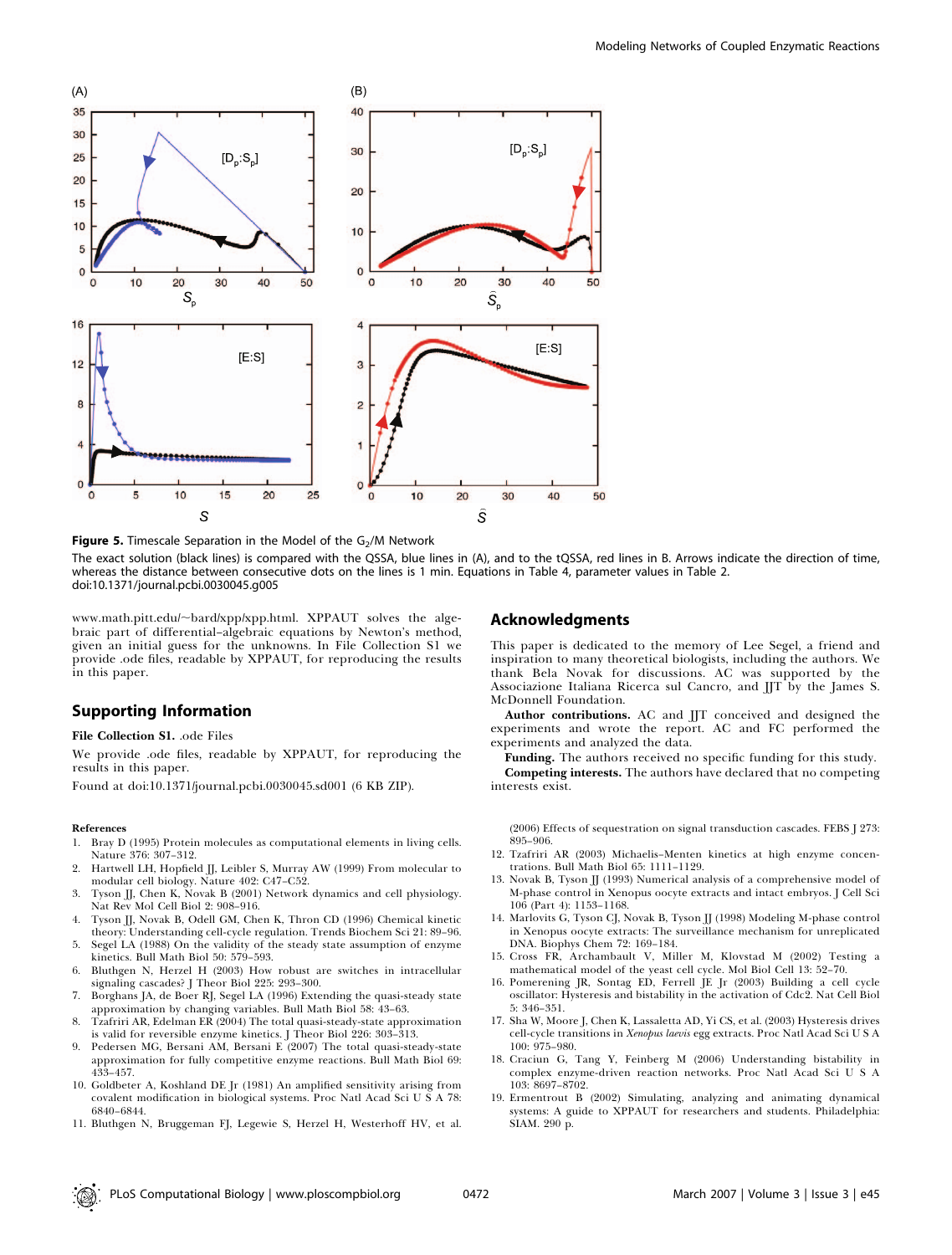(A)

35
30
25
20
15
10
5
0

0 10 20 30 40 50

$[D_p{:}S_p]$

$S_p$

(B)

40
30
20
10
0

0 10 20 30 40 50

$[D_p{:}S_p]$

$\hat{S}_p$

16
12
8
4
0

0 5 10 15 20 25

[E:S]

$S$

4
3
2
1
0

0 10 20 30 40 50

[E:S]

$\hat{S}$

**Figure 5.** Timescale Separation in the Model of the $G_2$/M Network

The exact solution (black lines) is compared with the QSSA, blue lines in (A), and to the tQSSA, red lines in B. Arrows indicate the direction of time, whereas the distance between consecutive dots on the lines is 1 min. Equations in Table 4, parameter values in Table 2.
doi:10.1371/journal.pcbi.0030045.g005

www.math.pitt.edu/~bard/xpp/xpp.html. XPPAUT solves the algebraic part of differential–algebraic equations by Newton's method, given an initial guess for the unknowns. In File Collection S1 we provide .ode files, readable by XPPAUT, for reproducing the results in this paper.

## Supporting Information

**File Collection S1.** .ode Files

We provide .ode files, readable by XPPAUT, for reproducing the results in this paper.

Found at doi:10.1371/journal.pcbi.0030045.sd001 (6 KB ZIP).

## Acknowledgments

This paper is dedicated to the memory of Lee Segel, a friend and inspiration to many theoretical biologists, including the authors. We thank Bela Novak for discussions. AC was supported by the Associazione Italiana Ricerca sul Cancro, and JJT by the James S. McDonnell Foundation.

**Author contributions.** AC and JJT conceived and designed the experiments and wrote the report. AC and FC performed the experiments and analyzed the data.

**Funding.** The authors received no specific funding for this study.

**Competing interests.** The authors have declared that no competing interests exist.

### References

1. Bray D (1995) Protein molecules as computational elements in living cells. Nature 376: 307–312.
2. Hartwell LH, Hopfield JJ, Leibler S, Murray AW (1999) From molecular to modular cell biology. Nature 402: C47–C52.
3. Tyson JJ, Chen K, Novak B (2001) Network dynamics and cell physiology. Nat Rev Mol Cell Biol 2: 908–916.
4. Tyson JJ, Novak B, Odell GM, Chen K, Thron CD (1996) Chemical kinetic theory: Understanding cell-cycle regulation. Trends Biochem Sci 21: 89–96.
5. Segel LA (1988) On the validity of the steady state assumption of enzyme kinetics. Bull Math Biol 50: 579–593.
6. Bluthgen N, Herzel H (2003) How robust are switches in intracellular signaling cascades? J Theor Biol 225: 293–300.
7. Borghans JA, de Boer RJ, Segel LA (1996) Extending the quasi-steady state approximation by changing variables. Bull Math Biol 58: 43–63.
8. Tzafriri AR, Edelman ER (2004) The total quasi-steady-state approximation is valid for reversible enzyme kinetics. J Theor Biol 226: 303–313.
9. Pedersen MG, Bersani AM, Bersani E (2007) The total quasi-steady-state approximation for fully competitive enzyme reactions. Bull Math Biol 69: 433–457.
10. Goldbeter A, Koshland DE Jr (1981) An amplified sensitivity arising from covalent modification in biological systems. Proc Natl Acad Sci U S A 78: 6840–6844.
11. Bluthgen N, Bruggeman FJ, Legewie S, Herzel H, Westerhoff HV, et al. (2006) Effects of sequestration on signal transduction cascades. FEBS J 273: 895–906.
12. Tzafriri AR (2003) Michaelis–Menten kinetics at high enzyme concentrations. Bull Math Biol 65: 1111–1129.
13. Novak B, Tyson JJ (1993) Numerical analysis of a comprehensive model of M-phase control in Xenopus oocyte extracts and intact embryos. J Cell Sci 106 (Part 4): 1153–1168.
14. Marlovits G, Tyson CJ, Novak B, Tyson JJ (1998) Modeling M-phase control in Xenopus oocyte extracts: The surveillance mechanism for unreplicated DNA. Biophys Chem 72: 169–184.
15. Cross FR, Archambault V, Miller M, Klovstad M (2002) Testing a mathematical model of the yeast cell cycle. Mol Biol Cell 13: 52–70.
16. Pomerening JR, Sontag ED, Ferrell JE Jr (2003) Building a cell cycle oscillator: Hysteresis and bistability in the activation of Cdc2. Nat Cell Biol 5: 346–351.
17. Sha W, Moore J, Chen K, Lassaletta AD, Yi CS, et al. (2003) Hysteresis drives cell-cycle transitions in *Xenopus laevis* egg extracts. Proc Natl Acad Sci U S A 100: 975–980.
18. Craciun G, Tang Y, Feinberg M (2006) Understanding bistability in complex enzyme-driven reaction networks. Proc Natl Acad Sci U S A 103: 8697–8702.
19. Ermentrout B (2002) Simulating, analyzing and animating dynamical systems: A guide to XPPAUT for researchers and students. Philadelphia: SIAM. 290 p.